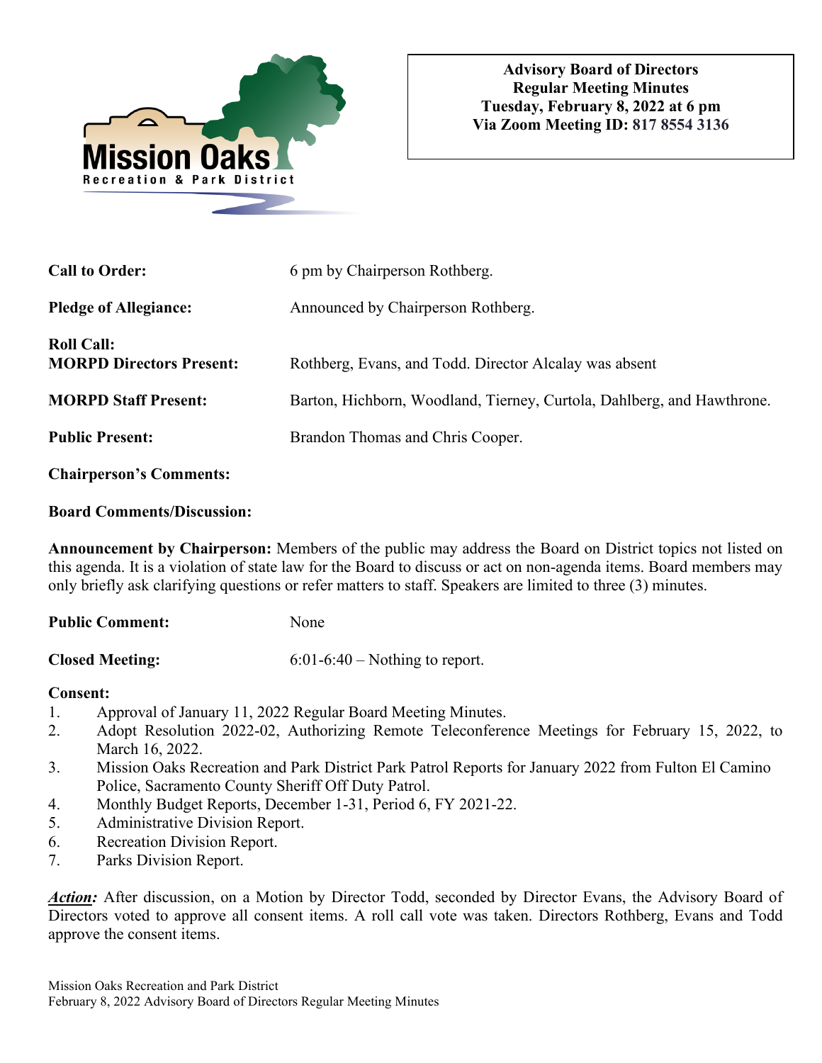**Mission Oaks**
Recreation & Park District

**Advisory Board of Directors**
**Regular Meeting Minutes**
**Tuesday, February 8, 2022 at 6 pm**
**Via Zoom Meeting ID: 817 8554 3136**

**Call to Order:** 6 pm by Chairperson Rothberg.

**Pledge of Allegiance:** Announced by Chairperson Rothberg.

**Roll Call:**
**MORPD Directors Present:** Rothberg, Evans, and Todd. Director Alcalay was absent

**MORPD Staff Present:** Barton, Hichborn, Woodland, Tierney, Curtola, Dahlberg, and Hawthrone.

**Public Present:** Brandon Thomas and Chris Cooper.

**Chairperson's Comments:**

**Board Comments/Discussion:**

**Announcement by Chairperson:** Members of the public may address the Board on District topics not listed on this agenda. It is a violation of state law for the Board to discuss or act on non-agenda items. Board members may only briefly ask clarifying questions or refer matters to staff. Speakers are limited to three (3) minutes.

**Public Comment:** None

**Closed Meeting:** 6:01-6:40 – Nothing to report.

**Consent:**

1. Approval of January 11, 2022 Regular Board Meeting Minutes.
2. Adopt Resolution 2022-02, Authorizing Remote Teleconference Meetings for February 15, 2022, to March 16, 2022.
3. Mission Oaks Recreation and Park District Park Patrol Reports for January 2022 from Fulton El Camino Police, Sacramento County Sheriff Off Duty Patrol.
4. Monthly Budget Reports, December 1-31, Period 6, FY 2021-22.
5. Administrative Division Report.
6. Recreation Division Report.
7. Parks Division Report.

***Action:*** After discussion, on a Motion by Director Todd, seconded by Director Evans, the Advisory Board of Directors voted to approve all consent items. A roll call vote was taken. Directors Rothberg, Evans and Todd approve the consent items.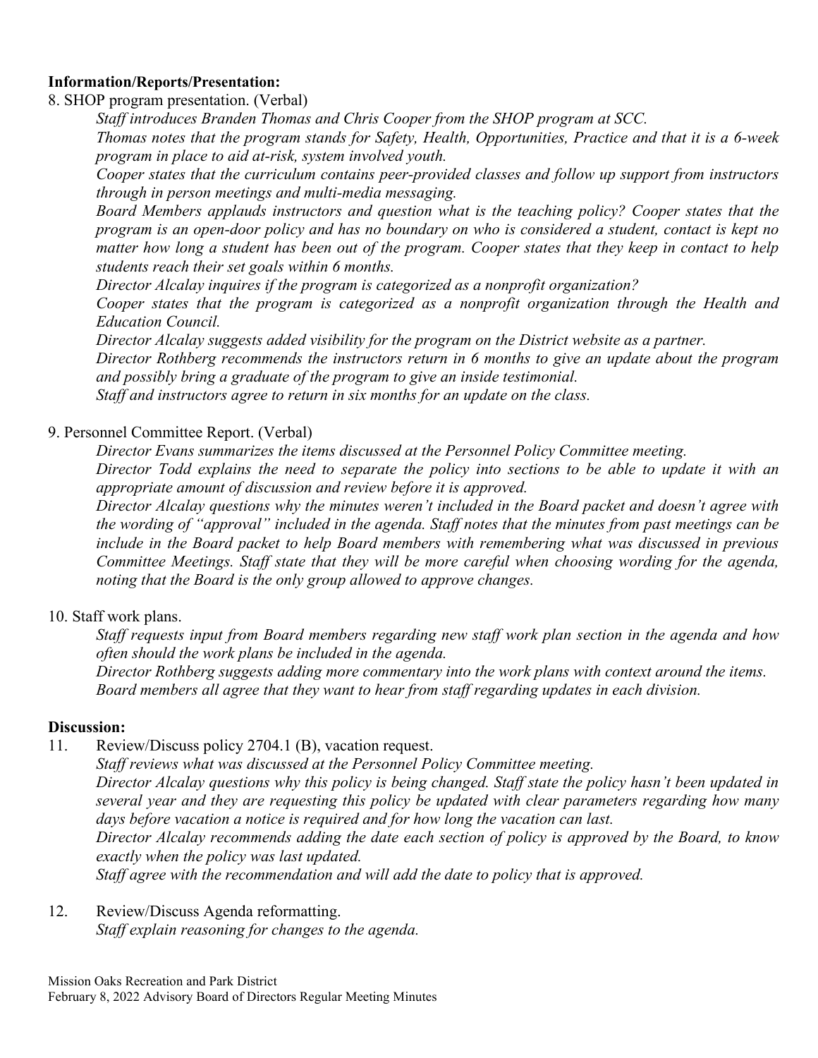**Information/Reports/Presentation:**

8. SHOP program presentation. (Verbal)

*Staff introduces Branden Thomas and Chris Cooper from the SHOP program at SCC.*

*Thomas notes that the program stands for Safety, Health, Opportunities, Practice and that it is a 6-week program in place to aid at-risk, system involved youth.*

*Cooper states that the curriculum contains peer-provided classes and follow up support from instructors through in person meetings and multi-media messaging.*

*Board Members applauds instructors and question what is the teaching policy? Cooper states that the program is an open-door policy and has no boundary on who is considered a student, contact is kept no matter how long a student has been out of the program. Cooper states that they keep in contact to help students reach their set goals within 6 months.*

*Director Alcalay inquires if the program is categorized as a nonprofit organization?*

*Cooper states that the program is categorized as a nonprofit organization through the Health and Education Council.*

*Director Alcalay suggests added visibility for the program on the District website as a partner.*

*Director Rothberg recommends the instructors return in 6 months to give an update about the program and possibly bring a graduate of the program to give an inside testimonial.*

*Staff and instructors agree to return in six months for an update on the class.*

9. Personnel Committee Report. (Verbal)

*Director Evans summarizes the items discussed at the Personnel Policy Committee meeting.*

*Director Todd explains the need to separate the policy into sections to be able to update it with an appropriate amount of discussion and review before it is approved.*

*Director Alcalay questions why the minutes weren't included in the Board packet and doesn't agree with the wording of "approval" included in the agenda. Staff notes that the minutes from past meetings can be include in the Board packet to help Board members with remembering what was discussed in previous Committee Meetings. Staff state that they will be more careful when choosing wording for the agenda, noting that the Board is the only group allowed to approve changes.*

10. Staff work plans.

*Staff requests input from Board members regarding new staff work plan section in the agenda and how often should the work plans be included in the agenda.*

*Director Rothberg suggests adding more commentary into the work plans with context around the items.*

*Board members all agree that they want to hear from staff regarding updates in each division.*

**Discussion:**

11. Review/Discuss policy 2704.1 (B), vacation request.

*Staff reviews what was discussed at the Personnel Policy Committee meeting.*

*Director Alcalay questions why this policy is being changed. Staff state the policy hasn't been updated in several year and they are requesting this policy be updated with clear parameters regarding how many days before vacation a notice is required and for how long the vacation can last.*

*Director Alcalay recommends adding the date each section of policy is approved by the Board, to know exactly when the policy was last updated.*

*Staff agree with the recommendation and will add the date to policy that is approved.*

12. Review/Discuss Agenda reformatting.

*Staff explain reasoning for changes to the agenda.*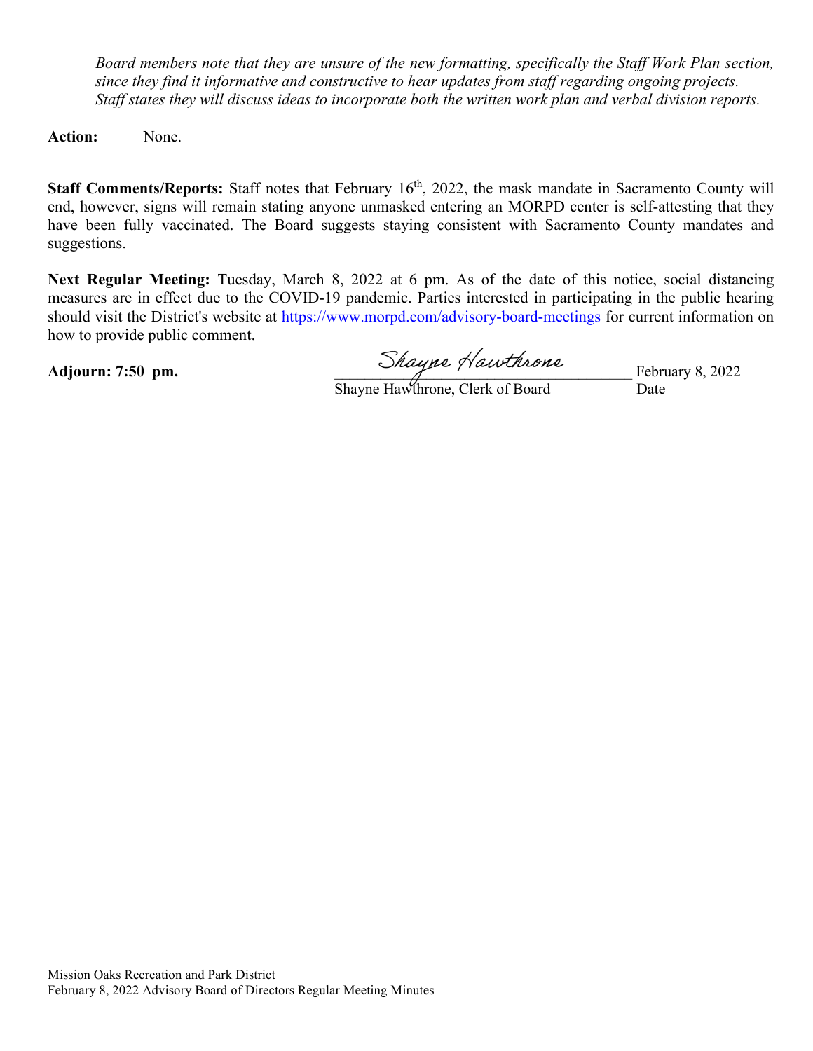*Board members note that they are unsure of the new formatting, specifically the Staff Work Plan section, since they find it informative and constructive to hear updates from staff regarding ongoing projects. Staff states they will discuss ideas to incorporate both the written work plan and verbal division reports.*

**Action:** None.

**Staff Comments/Reports:** Staff notes that February 16th, 2022, the mask mandate in Sacramento County will end, however, signs will remain stating anyone unmasked entering an MORPD center is self-attesting that they have been fully vaccinated. The Board suggests staying consistent with Sacramento County mandates and suggestions.

**Next Regular Meeting:** Tuesday, March 8, 2022 at 6 pm. As of the date of this notice, social distancing measures are in effect due to the COVID-19 pandemic. Parties interested in participating in the public hearing should visit the District's website at https://www.morpd.com/advisory-board-meetings for current information on how to provide public comment.

**Adjourn: 7:50 pm.**

Shayne Hawthrone
Shayne Hawthrone, Clerk of Board

February 8, 2022
Date